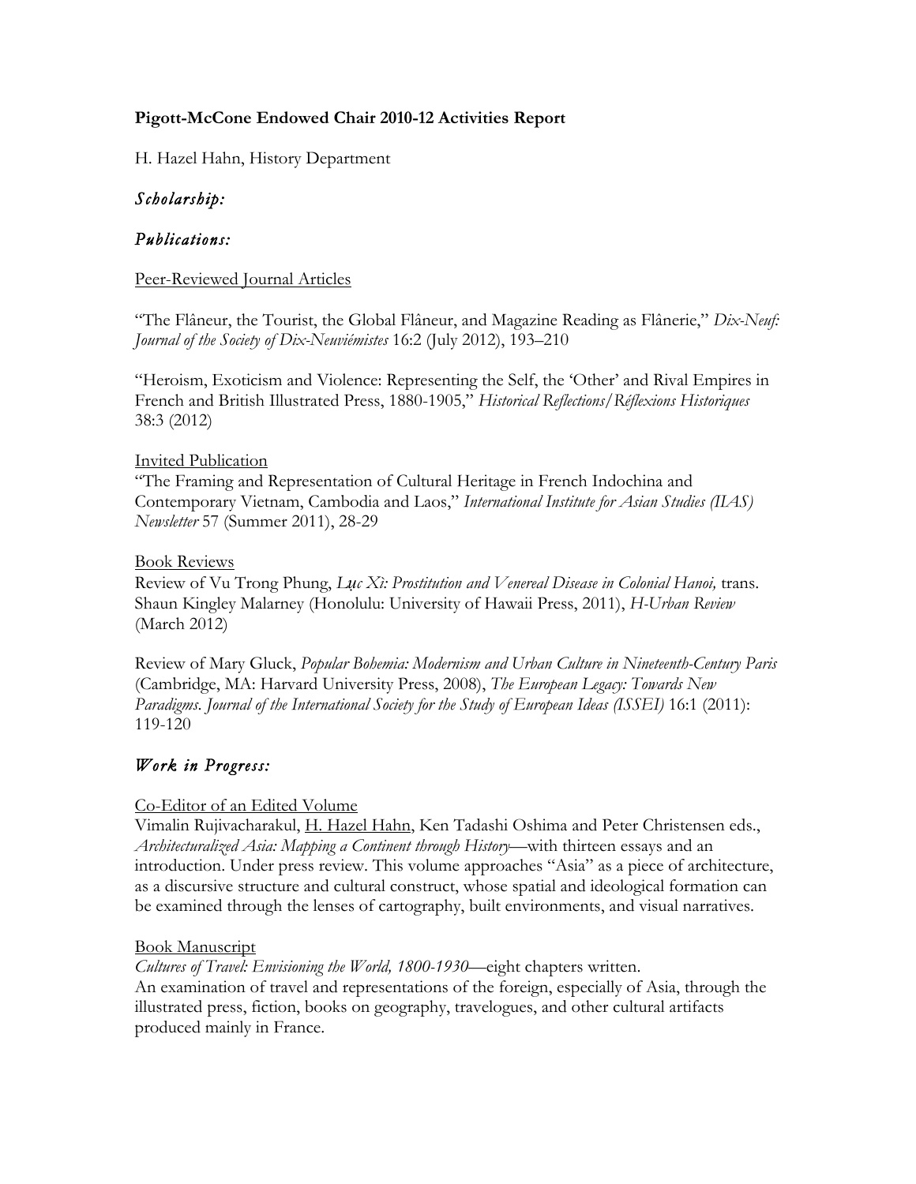**Pigott-McCone Endowed Chair 2010-12 Activities Report**

H. Hazel Hahn, History Department

## *Scholarship:*

## *Publications:*

Peer-Reviewed Journal Articles

"The Flâneur, the Tourist, the Global Flâneur, and Magazine Reading as Flânerie," *Dix-Neuf: Journal of the Society of Dix-Neuviémistes* 16:2 (July 2012), 193–210

"Heroism, Exoticism and Violence: Representing the Self, the 'Other' and Rival Empires in French and British Illustrated Press, 1880-1905," *Historical Reflections/Réflexions Historiques* 38:3 (2012)

Invited Publication

"The Framing and Representation of Cultural Heritage in French Indochina and Contemporary Vietnam, Cambodia and Laos," *International Institute for Asian Studies (IIAS) Newsletter* 57 (Summer 2011), 28-29

Book Reviews

Review of Vu Trong Phung, *Lục Xì: Prostitution and Venereal Disease in Colonial Hanoi,* trans. Shaun Kingley Malarney (Honolulu: University of Hawaii Press, 2011), *H-Urban Review* (March 2012)

Review of Mary Gluck, *Popular Bohemia: Modernism and Urban Culture in Nineteenth-Century Paris* (Cambridge, MA: Harvard University Press, 2008), *The European Legacy: Towards New Paradigms. Journal of the International Society for the Study of European Ideas (ISSEI)* 16:1 (2011): 119-120

## *Work in Progress:*

Co-Editor of an Edited Volume

Vimalin Rujivacharakul, H. Hazel Hahn, Ken Tadashi Oshima and Peter Christensen eds., *Architecturalized Asia: Mapping a Continent through History*—with thirteen essays and an introduction. Under press review. This volume approaches "Asia" as a piece of architecture, as a discursive structure and cultural construct, whose spatial and ideological formation can be examined through the lenses of cartography, built environments, and visual narratives.

Book Manuscript

*Cultures of Travel: Envisioning the World, 1800-1930*—eight chapters written.
An examination of travel and representations of the foreign, especially of Asia, through the illustrated press, fiction, books on geography, travelogues, and other cultural artifacts produced mainly in France.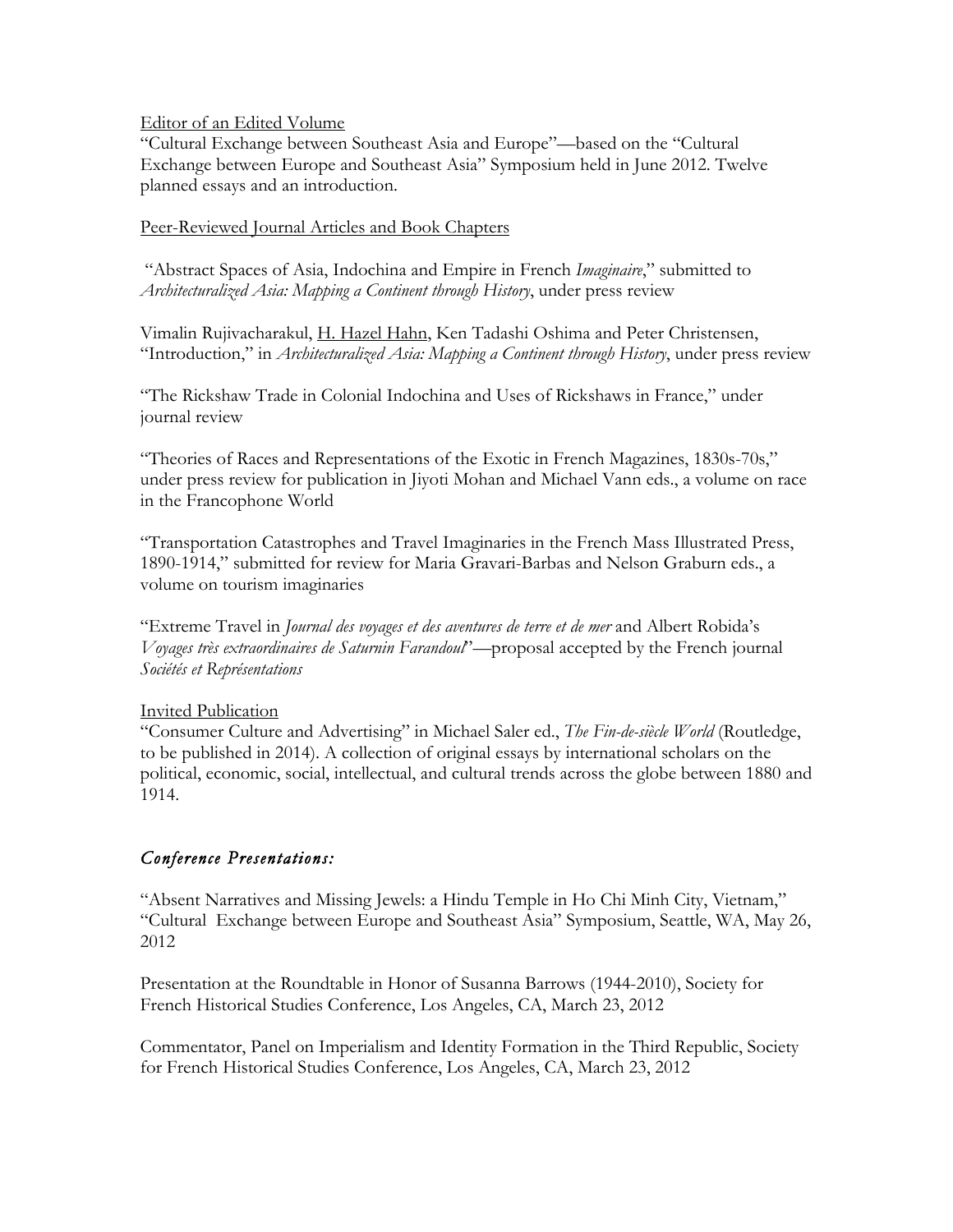Editor of an Edited Volume

"Cultural Exchange between Southeast Asia and Europe"—based on the "Cultural Exchange between Europe and Southeast Asia" Symposium held in June 2012. Twelve planned essays and an introduction.

Peer-Reviewed Journal Articles and Book Chapters

"Abstract Spaces of Asia, Indochina and Empire in French *Imaginaire*," submitted to *Architecturalized Asia: Mapping a Continent through History*, under press review

Vimalin Rujivacharakul, H. Hazel Hahn, Ken Tadashi Oshima and Peter Christensen, "Introduction," in *Architecturalized Asia: Mapping a Continent through History*, under press review

"The Rickshaw Trade in Colonial Indochina and Uses of Rickshaws in France," under journal review

"Theories of Races and Representations of the Exotic in French Magazines, 1830s-70s," under press review for publication in Jiyoti Mohan and Michael Vann eds., a volume on race in the Francophone World

"Transportation Catastrophes and Travel Imaginaries in the French Mass Illustrated Press, 1890-1914," submitted for review for Maria Gravari-Barbas and Nelson Graburn eds., a volume on tourism imaginaries

"Extreme Travel in *Journal des voyages et des aventures de terre et de mer* and Albert Robida's *Voyages très extraordinaires de Saturnin Farandoul*"—proposal accepted by the French journal *Sociétés et Représentations*

Invited Publication

"Consumer Culture and Advertising" in Michael Saler ed., *The Fin-de-siècle World* (Routledge, to be published in 2014). A collection of original essays by international scholars on the political, economic, social, intellectual, and cultural trends across the globe between 1880 and 1914.

## *Conference Presentations:*

"Absent Narratives and Missing Jewels: a Hindu Temple in Ho Chi Minh City, Vietnam," "Cultural Exchange between Europe and Southeast Asia" Symposium, Seattle, WA, May 26, 2012

Presentation at the Roundtable in Honor of Susanna Barrows (1944-2010), Society for French Historical Studies Conference, Los Angeles, CA, March 23, 2012

Commentator, Panel on Imperialism and Identity Formation in the Third Republic, Society for French Historical Studies Conference, Los Angeles, CA, March 23, 2012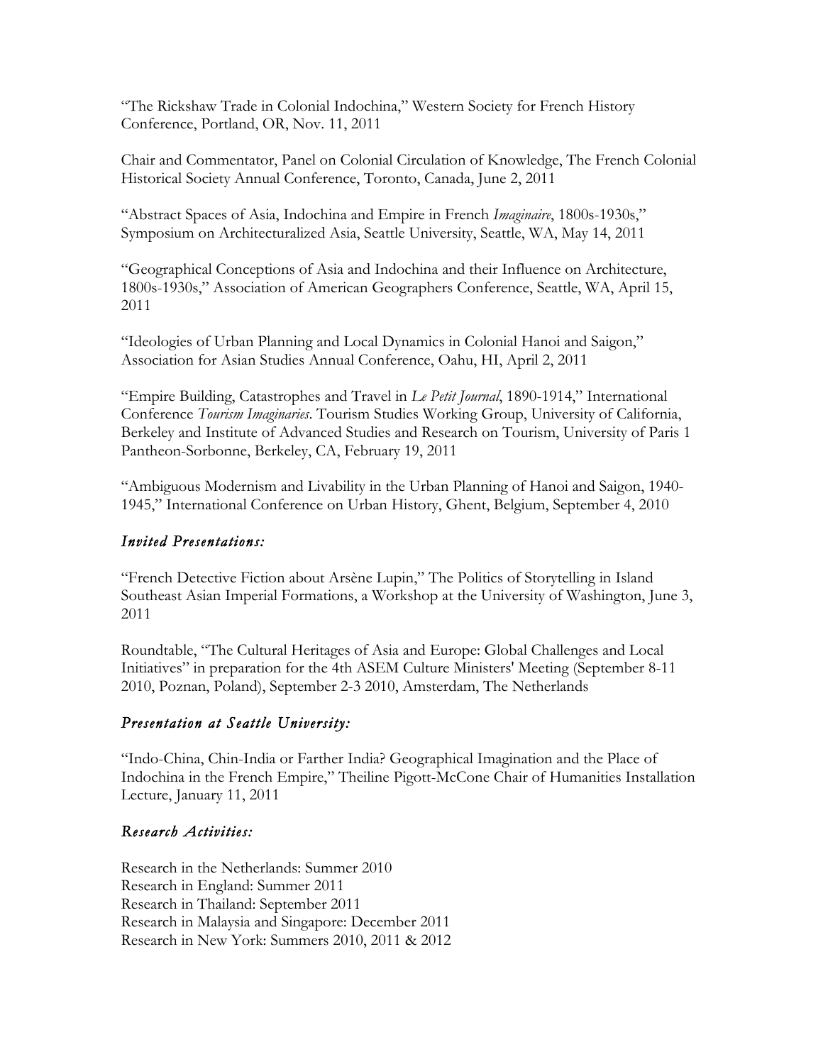"The Rickshaw Trade in Colonial Indochina," Western Society for French History Conference, Portland, OR, Nov. 11, 2011

Chair and Commentator, Panel on Colonial Circulation of Knowledge, The French Colonial Historical Society Annual Conference, Toronto, Canada, June 2, 2011

"Abstract Spaces of Asia, Indochina and Empire in French *Imaginaire*, 1800s-1930s," Symposium on Architecturalized Asia, Seattle University, Seattle, WA, May 14, 2011

"Geographical Conceptions of Asia and Indochina and their Influence on Architecture, 1800s-1930s," Association of American Geographers Conference, Seattle, WA, April 15, 2011

"Ideologies of Urban Planning and Local Dynamics in Colonial Hanoi and Saigon," Association for Asian Studies Annual Conference, Oahu, HI, April 2, 2011

"Empire Building, Catastrophes and Travel in *Le Petit Journal*, 1890-1914," International Conference *Tourism Imaginaries*. Tourism Studies Working Group, University of California, Berkeley and Institute of Advanced Studies and Research on Tourism, University of Paris 1 Pantheon-Sorbonne, Berkeley, CA, February 19, 2011

"Ambiguous Modernism and Livability in the Urban Planning of Hanoi and Saigon, 1940-1945," International Conference on Urban History, Ghent, Belgium, September 4, 2010

### *Invited Presentations:*

"French Detective Fiction about Arsène Lupin," The Politics of Storytelling in Island Southeast Asian Imperial Formations, a Workshop at the University of Washington, June 3, 2011

Roundtable, "The Cultural Heritages of Asia and Europe: Global Challenges and Local Initiatives" in preparation for the 4th ASEM Culture Ministers' Meeting (September 8-11 2010, Poznan, Poland), September 2-3 2010, Amsterdam, The Netherlands

### *Presentation at Seattle University:*

"Indo-China, Chin-India or Farther India? Geographical Imagination and the Place of Indochina in the French Empire," Theiline Pigott-McCone Chair of Humanities Installation Lecture, January 11, 2011

### *Research Activities:*

Research in the Netherlands: Summer 2010
Research in England: Summer 2011
Research in Thailand: September 2011
Research in Malaysia and Singapore: December 2011
Research in New York: Summers 2010, 2011 & 2012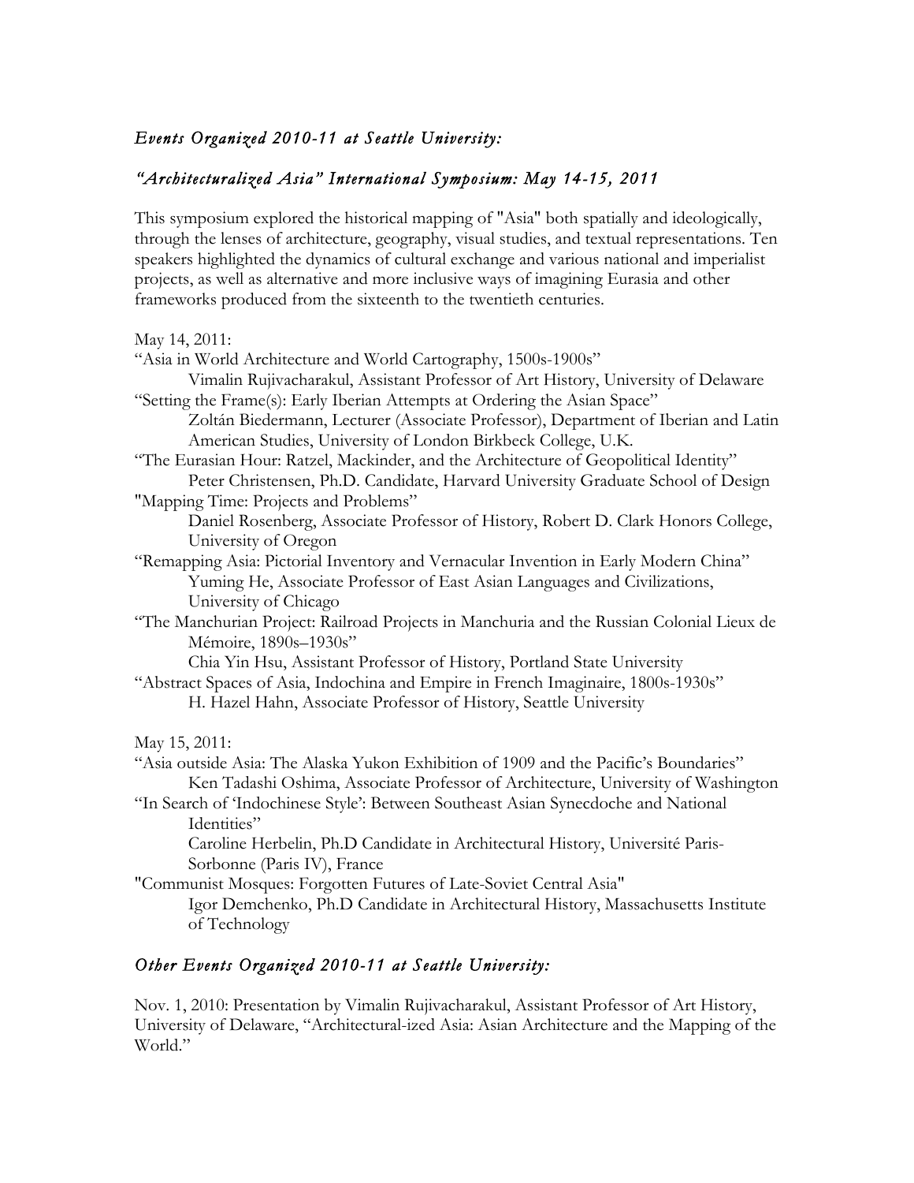## *Events Organized 2010-11 at Seattle University:*

### *"Architecturalized Asia" International Symposium: May 14-15, 2011*

This symposium explored the historical mapping of "Asia" both spatially and ideologically, through the lenses of architecture, geography, visual studies, and textual representations. Ten speakers highlighted the dynamics of cultural exchange and various national and imperialist projects, as well as alternative and more inclusive ways of imagining Eurasia and other frameworks produced from the sixteenth to the twentieth centuries.

May 14, 2011:

"Asia in World Architecture and World Cartography, 1500s-1900s"
Vimalin Rujivacharakul, Assistant Professor of Art History, University of Delaware

"Setting the Frame(s): Early Iberian Attempts at Ordering the Asian Space"
Zoltán Biedermann, Lecturer (Associate Professor), Department of Iberian and Latin American Studies, University of London Birkbeck College, U.K.

"The Eurasian Hour: Ratzel, Mackinder, and the Architecture of Geopolitical Identity"
Peter Christensen, Ph.D. Candidate, Harvard University Graduate School of Design

"Mapping Time: Projects and Problems"
Daniel Rosenberg, Associate Professor of History, Robert D. Clark Honors College, University of Oregon

"Remapping Asia: Pictorial Inventory and Vernacular Invention in Early Modern China"
Yuming He, Associate Professor of East Asian Languages and Civilizations, University of Chicago

"The Manchurian Project: Railroad Projects in Manchuria and the Russian Colonial Lieux de Mémoire, 1890s–1930s"
Chia Yin Hsu, Assistant Professor of History, Portland State University

"Abstract Spaces of Asia, Indochina and Empire in French Imaginaire, 1800s-1930s"
H. Hazel Hahn, Associate Professor of History, Seattle University

May 15, 2011:

"Asia outside Asia: The Alaska Yukon Exhibition of 1909 and the Pacific's Boundaries"
Ken Tadashi Oshima, Associate Professor of Architecture, University of Washington

"In Search of 'Indochinese Style': Between Southeast Asian Synecdoche and National Identities"
Caroline Herbelin, Ph.D Candidate in Architectural History, Université Paris-Sorbonne (Paris IV), France

"Communist Mosques: Forgotten Futures of Late-Soviet Central Asia"
Igor Demchenko, Ph.D Candidate in Architectural History, Massachusetts Institute of Technology

## *Other Events Organized 2010-11 at Seattle University:*

Nov. 1, 2010: Presentation by Vimalin Rujivacharakul, Assistant Professor of Art History, University of Delaware, "Architectural-ized Asia: Asian Architecture and the Mapping of the World."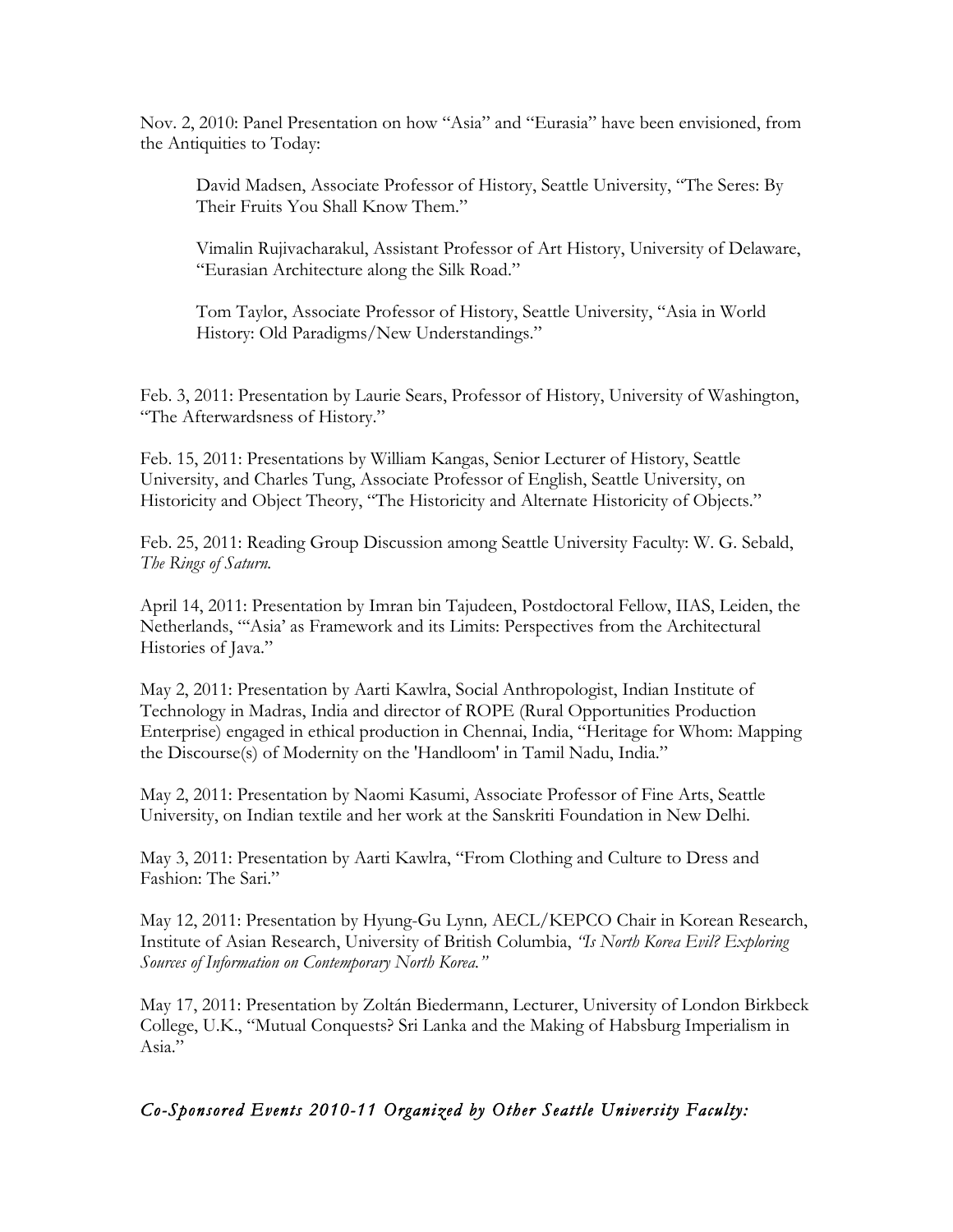Nov. 2, 2010: Panel Presentation on how "Asia" and "Eurasia" have been envisioned, from the Antiquities to Today:

> David Madsen, Associate Professor of History, Seattle University, "The Seres: By Their Fruits You Shall Know Them."
>
> Vimalin Rujivacharakul, Assistant Professor of Art History, University of Delaware, "Eurasian Architecture along the Silk Road."
>
> Tom Taylor, Associate Professor of History, Seattle University, "Asia in World History: Old Paradigms/New Understandings."

Feb. 3, 2011: Presentation by Laurie Sears, Professor of History, University of Washington, "The Afterwardsness of History."

Feb. 15, 2011: Presentations by William Kangas, Senior Lecturer of History, Seattle University, and Charles Tung, Associate Professor of English, Seattle University, on Historicity and Object Theory, "The Historicity and Alternate Historicity of Objects."

Feb. 25, 2011: Reading Group Discussion among Seattle University Faculty: W. G. Sebald, *The Rings of Saturn.*

April 14, 2011: Presentation by Imran bin Tajudeen, Postdoctoral Fellow, IIAS, Leiden, the Netherlands, "'Asia' as Framework and its Limits: Perspectives from the Architectural Histories of Java."

May 2, 2011: Presentation by Aarti Kawlra, Social Anthropologist, Indian Institute of Technology in Madras, India and director of ROPE (Rural Opportunities Production Enterprise) engaged in ethical production in Chennai, India, "Heritage for Whom: Mapping the Discourse(s) of Modernity on the 'Handloom' in Tamil Nadu, India."

May 2, 2011: Presentation by Naomi Kasumi, Associate Professor of Fine Arts, Seattle University, on Indian textile and her work at the Sanskriti Foundation in New Delhi.

May 3, 2011: Presentation by Aarti Kawlra, "From Clothing and Culture to Dress and Fashion: The Sari."

May 12, 2011: Presentation by Hyung-Gu Lynn, AECL/KEPCO Chair in Korean Research, Institute of Asian Research, University of British Columbia, *"Is North Korea Evil? Exploring Sources of Information on Contemporary North Korea."*

May 17, 2011: Presentation by Zoltán Biedermann, Lecturer, University of London Birkbeck College, U.K., "Mutual Conquests? Sri Lanka and the Making of Habsburg Imperialism in Asia."

*Co-Sponsored Events 2010-11 Organized by Other Seattle University Faculty:*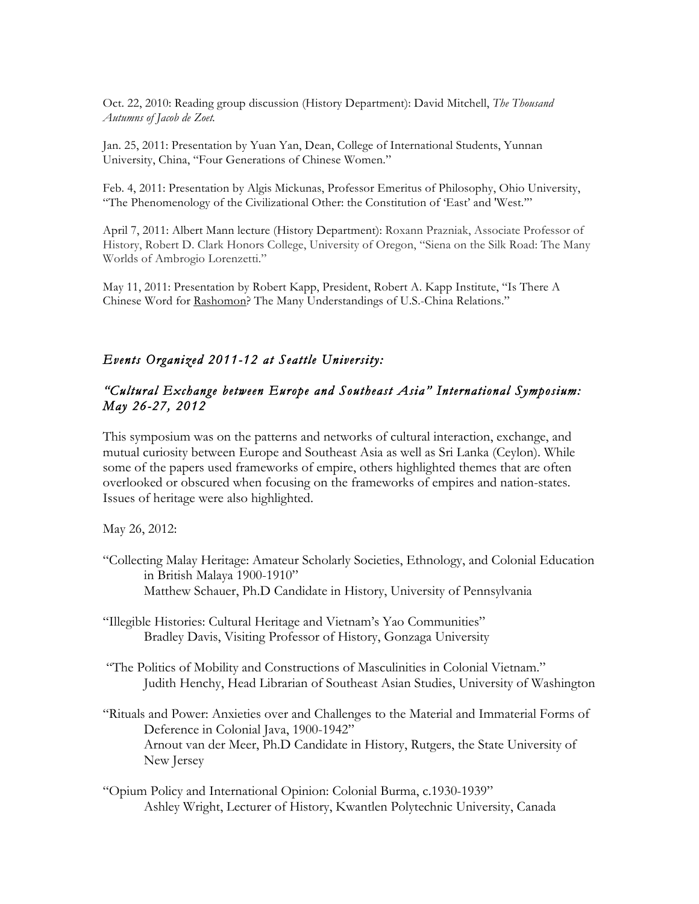Oct. 22, 2010: Reading group discussion (History Department): David Mitchell, *The Thousand Autumns of Jacob de Zoet.*

Jan. 25, 2011: Presentation by Yuan Yan, Dean, College of International Students, Yunnan University, China, "Four Generations of Chinese Women."

Feb. 4, 2011: Presentation by Algis Mickunas, Professor Emeritus of Philosophy, Ohio University, "The Phenomenology of the Civilizational Other: the Constitution of 'East' and 'West.'"

April 7, 2011: Albert Mann lecture (History Department): Roxann Prazniak, Associate Professor of History, Robert D. Clark Honors College, University of Oregon, "Siena on the Silk Road: The Many Worlds of Ambrogio Lorenzetti."

May 11, 2011: Presentation by Robert Kapp, President, Robert A. Kapp Institute, "Is There A Chinese Word for Rashomon? The Many Understandings of U.S.-China Relations."

### *Events Organized 2011-12 at Seattle University:*

### *"Cultural Exchange between Europe and Southeast Asia" International Symposium: May 26-27, 2012*

This symposium was on the patterns and networks of cultural interaction, exchange, and mutual curiosity between Europe and Southeast Asia as well as Sri Lanka (Ceylon). While some of the papers used frameworks of empire, others highlighted themes that are often overlooked or obscured when focusing on the frameworks of empires and nation-states. Issues of heritage were also highlighted.

May 26, 2012:

"Collecting Malay Heritage: Amateur Scholarly Societies, Ethnology, and Colonial Education in British Malaya 1900-1910"
Matthew Schauer, Ph.D Candidate in History, University of Pennsylvania

"Illegible Histories: Cultural Heritage and Vietnam's Yao Communities"
Bradley Davis, Visiting Professor of History, Gonzaga University

"The Politics of Mobility and Constructions of Masculinities in Colonial Vietnam."
Judith Henchy, Head Librarian of Southeast Asian Studies, University of Washington

"Rituals and Power: Anxieties over and Challenges to the Material and Immaterial Forms of Deference in Colonial Java, 1900-1942"
Arnout van der Meer, Ph.D Candidate in History, Rutgers, the State University of New Jersey

"Opium Policy and International Opinion: Colonial Burma, c.1930-1939"
Ashley Wright, Lecturer of History, Kwantlen Polytechnic University, Canada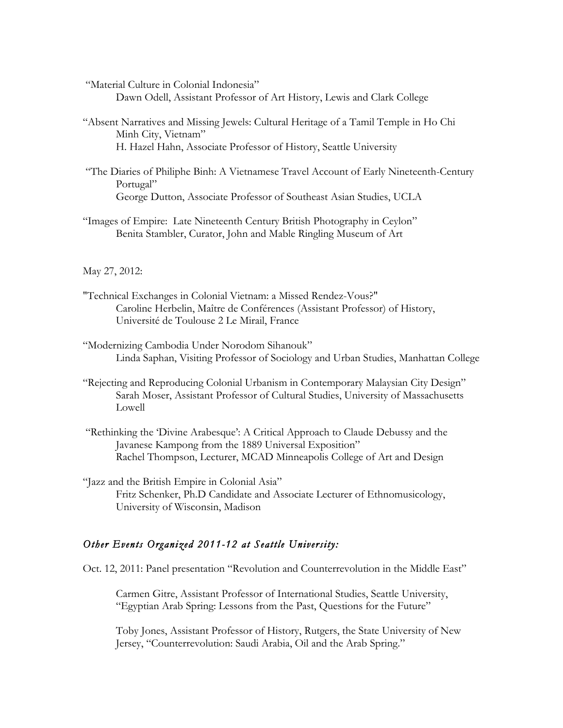"Material Culture in Colonial Indonesia"
Dawn Odell, Assistant Professor of Art History, Lewis and Clark College

"Absent Narratives and Missing Jewels: Cultural Heritage of a Tamil Temple in Ho Chi Minh City, Vietnam"
H. Hazel Hahn, Associate Professor of History, Seattle University

"The Diaries of Philiphe Binh: A Vietnamese Travel Account of Early Nineteenth-Century Portugal"
George Dutton, Associate Professor of Southeast Asian Studies, UCLA

"Images of Empire: Late Nineteenth Century British Photography in Ceylon"
Benita Stambler, Curator, John and Mable Ringling Museum of Art

May 27, 2012:

"Technical Exchanges in Colonial Vietnam: a Missed Rendez-Vous?"
Caroline Herbelin, Maître de Conférences (Assistant Professor) of History, Université de Toulouse 2 Le Mirail, France

"Modernizing Cambodia Under Norodom Sihanouk"
Linda Saphan, Visiting Professor of Sociology and Urban Studies, Manhattan College

"Rejecting and Reproducing Colonial Urbanism in Contemporary Malaysian City Design"
Sarah Moser, Assistant Professor of Cultural Studies, University of Massachusetts Lowell

"Rethinking the 'Divine Arabesque': A Critical Approach to Claude Debussy and the Javanese Kampong from the 1889 Universal Exposition"
Rachel Thompson, Lecturer, MCAD Minneapolis College of Art and Design

"Jazz and the British Empire in Colonial Asia"
Fritz Schenker, Ph.D Candidate and Associate Lecturer of Ethnomusicology, University of Wisconsin, Madison

### *Other Events Organized 2011-12 at Seattle University:*

Oct. 12, 2011: Panel presentation "Revolution and Counterrevolution in the Middle East"

Carmen Gitre, Assistant Professor of International Studies, Seattle University, "Egyptian Arab Spring: Lessons from the Past, Questions for the Future"

Toby Jones, Assistant Professor of History, Rutgers, the State University of New Jersey, "Counterrevolution: Saudi Arabia, Oil and the Arab Spring."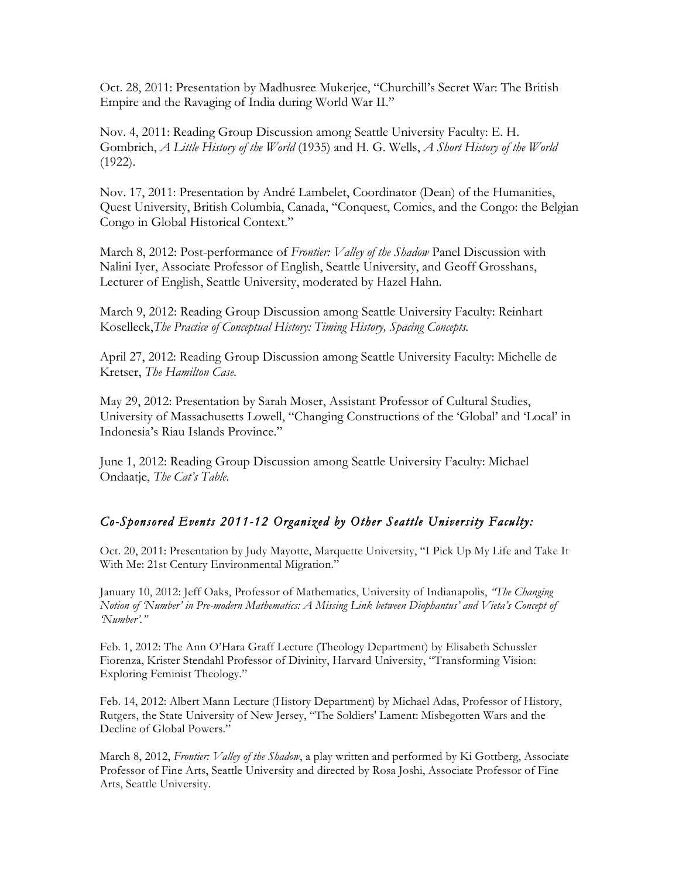Oct. 28, 2011: Presentation by Madhusree Mukerjee, "Churchill's Secret War: The British Empire and the Ravaging of India during World War II."

Nov. 4, 2011: Reading Group Discussion among Seattle University Faculty: E. H. Gombrich, *A Little History of the World* (1935) and H. G. Wells, *A Short History of the World* (1922).

Nov. 17, 2011: Presentation by André Lambelet, Coordinator (Dean) of the Humanities, Quest University, British Columbia, Canada, "Conquest, Comics, and the Congo: the Belgian Congo in Global Historical Context."

March 8, 2012: Post-performance of *Frontier: Valley of the Shadow* Panel Discussion with Nalini Iyer, Associate Professor of English, Seattle University, and Geoff Grosshans, Lecturer of English, Seattle University, moderated by Hazel Hahn.

March 9, 2012: Reading Group Discussion among Seattle University Faculty: Reinhart Koselleck,*The Practice of Conceptual History: Timing History, Spacing Concepts*.

April 27, 2012: Reading Group Discussion among Seattle University Faculty: Michelle de Kretser, *The Hamilton Case*.

May 29, 2012: Presentation by Sarah Moser, Assistant Professor of Cultural Studies, University of Massachusetts Lowell, "Changing Constructions of the 'Global' and 'Local' in Indonesia's Riau Islands Province."

June 1, 2012: Reading Group Discussion among Seattle University Faculty: Michael Ondaatje, *The Cat's Table*.

### *Co-Sponsored Events 2011-12 Organized by Other Seattle University Faculty:*

Oct. 20, 2011: Presentation by Judy Mayotte, Marquette University, "I Pick Up My Life and Take It With Me: 21st Century Environmental Migration."

January 10, 2012: Jeff Oaks, Professor of Mathematics, University of Indianapolis, *"The Changing Notion of 'Number' in Pre-modern Mathematics: A Missing Link between Diophantus' and Vieta's Concept of 'Number'."*

Feb. 1, 2012: The Ann O'Hara Graff Lecture (Theology Department) by Elisabeth Schussler Fiorenza, Krister Stendahl Professor of Divinity, Harvard University, "Transforming Vision: Exploring Feminist Theology."

Feb. 14, 2012: Albert Mann Lecture (History Department) by Michael Adas, Professor of History, Rutgers, the State University of New Jersey, "The Soldiers' Lament: Misbegotten Wars and the Decline of Global Powers."

March 8, 2012, *Frontier: Valley of the Shadow*, a play written and performed by Ki Gottberg, Associate Professor of Fine Arts, Seattle University and directed by Rosa Joshi, Associate Professor of Fine Arts, Seattle University.